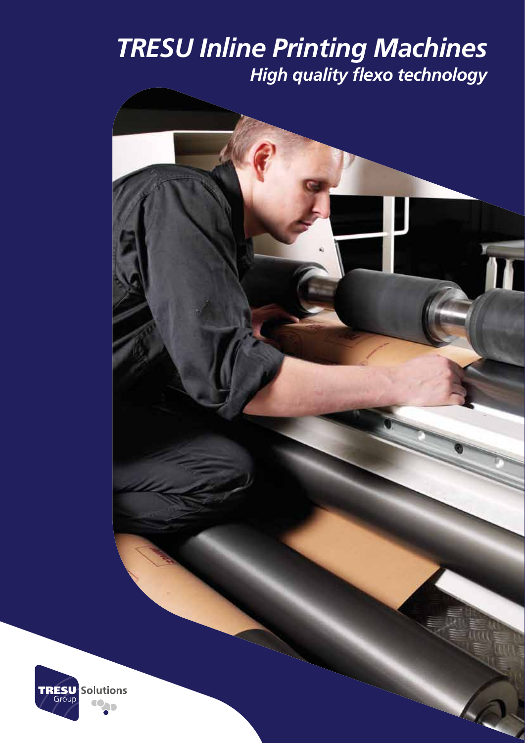# *TRESU Inline Printing Machines*

## *High quality flexo technology*

TRESU Group Solutions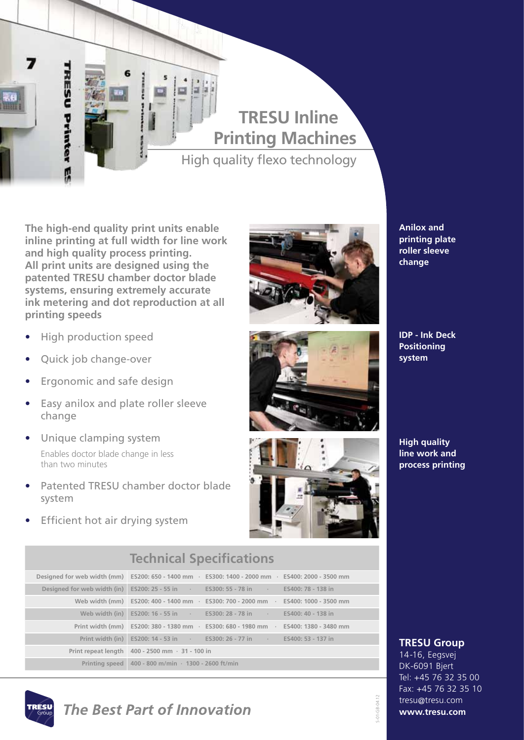# TRESU Inline Printing Machines

High quality flexo technology

**The high-end quality print units enable inline printing at full width for line work and high quality process printing. All print units are designed using the patented TRESU chamber doctor blade systems, ensuring extremely accurate ink metering and dot reproduction at all printing speeds**

- High production speed
- Quick job change-over
- Ergonomic and safe design
- Easy anilox and plate roller sleeve change
- Unique clamping system

  Enables doctor blade change in less than two minutes
- Patented TRESU chamber doctor blade system
- Efficient hot air drying system

**Anilox and printing plate roller sleeve change**

**IDP - Ink Deck Positioning system**

**High quality line work and process printing**

## Technical Specifications

| | |
|---|---|
| Designed for web width (mm) | ES200: 650 - 1400 mm · ES300: 1400 - 2000 mm · ES400: 2000 - 3500 mm |
| Designed for web width (in) | ES200: 25 - 55 in · ES300: 55 - 78 in · ES400: 78 - 138 in |
| Web width (mm) | ES200: 400 - 1400 mm · ES300: 700 - 2000 mm · ES400: 1000 - 3500 mm |
| Web width (in) | ES200: 16 - 55 in · ES300: 28 - 78 in · ES400: 40 - 138 in |
| Print width (mm) | ES200: 380 - 1380 mm · ES300: 680 - 1980 mm · ES400: 1380 - 3480 mm |
| Print width (in) | ES200: 14 - 53 in · ES300: 26 - 77 in · ES400: 53 - 137 in |
| Print repeat length | 400 - 2500 mm · 31 - 100 in |
| Printing speed | 400 - 800 m/min · 1300 - 2600 ft/min |

*The Best Part of Innovation*

**TRESU Group**
14-16, Eegsvej
DK-6091 Bjert
Tel: +45 76 32 35 00
Fax: +45 76 32 35 10
tresu@tresu.com
**www.tresu.com**